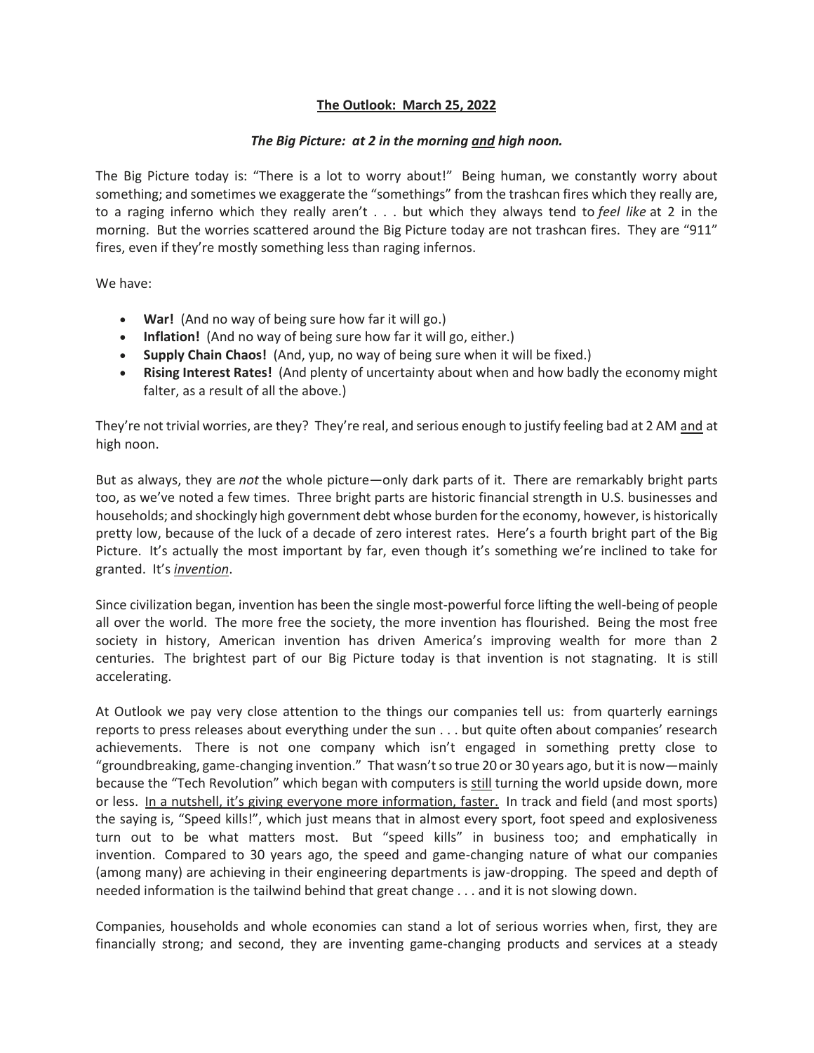**<u>The Outlook: March 25, 2022</u>**

***The Big Picture: at 2 in the morning <u>and</u> high noon.***

The Big Picture today is: "There is a lot to worry about!" Being human, we constantly worry about something; and sometimes we exaggerate the "somethings" from the trashcan fires which they really are, to a raging inferno which they really aren't . . . but which they always tend to *feel like* at 2 in the morning. But the worries scattered around the Big Picture today are not trashcan fires. They are "911" fires, even if they're mostly something less than raging infernos.

We have:

- **War!** (And no way of being sure how far it will go.)
- **Inflation!** (And no way of being sure how far it will go, either.)
- **Supply Chain Chaos!** (And, yup, no way of being sure when it will be fixed.)
- **Rising Interest Rates!** (And plenty of uncertainty about when and how badly the economy might falter, as a result of all the above.)

They're not trivial worries, are they? They're real, and serious enough to justify feeling bad at 2 AM <u>and</u> at high noon.

But as always, they are *not* the whole picture—only dark parts of it. There are remarkably bright parts too, as we've noted a few times. Three bright parts are historic financial strength in U.S. businesses and households; and shockingly high government debt whose burden for the economy, however, is historically pretty low, because of the luck of a decade of zero interest rates. Here's a fourth bright part of the Big Picture. It's actually the most important by far, even though it's something we're inclined to take for granted. It's <u>*invention*</u>.

Since civilization began, invention has been the single most-powerful force lifting the well-being of people all over the world. The more free the society, the more invention has flourished. Being the most free society in history, American invention has driven America's improving wealth for more than 2 centuries. The brightest part of our Big Picture today is that invention is not stagnating. It is still accelerating.

At Outlook we pay very close attention to the things our companies tell us: from quarterly earnings reports to press releases about everything under the sun . . . but quite often about companies' research achievements. There is not one company which isn't engaged in something pretty close to "groundbreaking, game-changing invention." That wasn't so true 20 or 30 years ago, but it is now—mainly because the "Tech Revolution" which began with computers is <u>still</u> turning the world upside down, more or less. <u>In a nutshell, it's giving everyone more information, faster.</u> In track and field (and most sports) the saying is, "Speed kills!", which just means that in almost every sport, foot speed and explosiveness turn out to be what matters most. But "speed kills" in business too; and emphatically in invention. Compared to 30 years ago, the speed and game-changing nature of what our companies (among many) are achieving in their engineering departments is jaw-dropping. The speed and depth of needed information is the tailwind behind that great change . . . and it is not slowing down.

Companies, households and whole economies can stand a lot of serious worries when, first, they are financially strong; and second, they are inventing game-changing products and services at a steady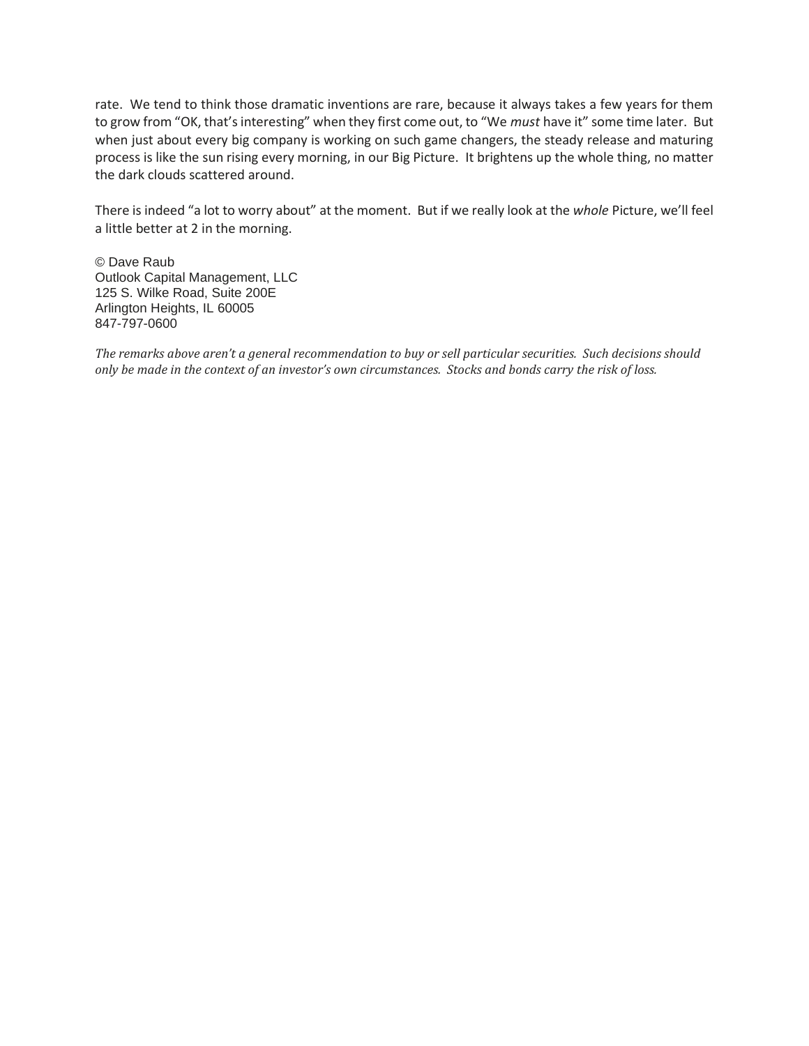rate. We tend to think those dramatic inventions are rare, because it always takes a few years for them to grow from "OK, that's interesting" when they first come out, to "We *must* have it" some time later. But when just about every big company is working on such game changers, the steady release and maturing process is like the sun rising every morning, in our Big Picture. It brightens up the whole thing, no matter the dark clouds scattered around.

There is indeed "a lot to worry about" at the moment. But if we really look at the *whole* Picture, we'll feel a little better at 2 in the morning.

© Dave Raub
Outlook Capital Management, LLC
125 S. Wilke Road, Suite 200E
Arlington Heights, IL 60005
847-797-0600

*The remarks above aren't a general recommendation to buy or sell particular securities. Such decisions should only be made in the context of an investor's own circumstances. Stocks and bonds carry the risk of loss.*